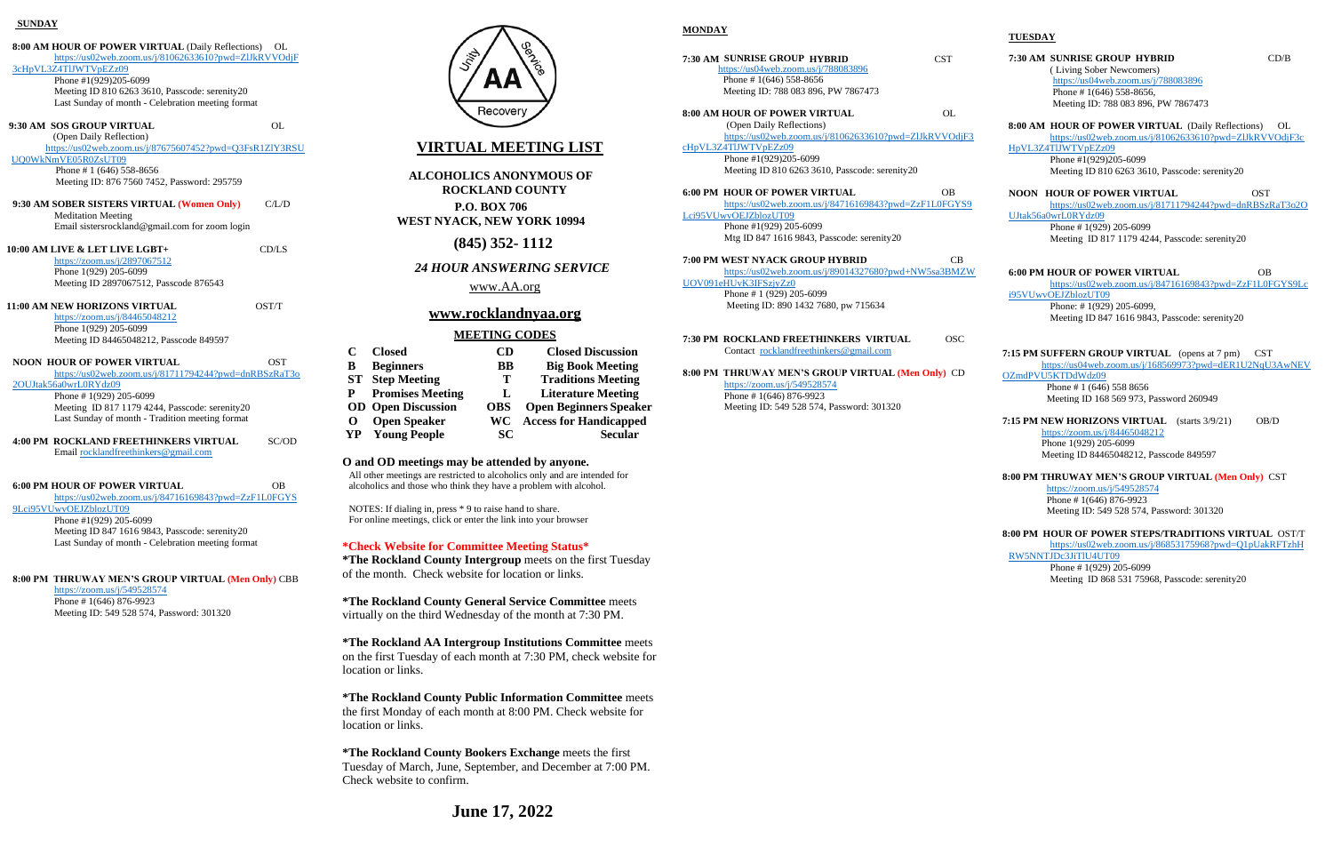## SUNDAY

**8:00 AM HOUR OF POWER VIRTUAL** (Daily Reflections) OL
https://us02web.zoom.us/j/81062633610?pwd=ZlJkRVVOdjF3cHpVL3Z4TlJWTVpEZz09
Phone #1(929)205-6099
Meeting ID 810 6263 3610, Passcode: serenity20
Last Sunday of month - Celebration meeting format

**9:30 AM SOS GROUP VIRTUAL** OL
(Open Daily Reflection)
https://us02web.zoom.us/j/87675607452?pwd=Q3FsR1ZlY3RSUUQ0WkNmVE05R0ZsUT09
Phone # 1 (646) 558-8656
Meeting ID: 876 7560 7452, Password: 295759

**9:30 AM SOBER SISTERS VIRTUAL (Women Only)** C/L/D
Meditation Meeting
Email sistersrockland@gmail.com for zoom login

**10:00 AM LIVE & LET LIVE LGBT+** CD/LS
https://zoom.us/j/2897067512
Phone 1(929) 205-6099
Meeting ID 2897067512, Passcode 876543

**11:00 AM NEW HORIZONS VIRTUAL** OST/T
https://zoom.us/j/84465048212
Phone 1(929) 205-6099
Meeting ID 84465048212, Passcode 849597

**NOON HOUR OF POWER VIRTUAL** OST
https://us02web.zoom.us/j/81711794244?pwd=dnRBSzRaT3o2OUJtak56a0wrL0RYdz09
Phone # 1(929) 205-6099
Meeting ID 817 1179 4244, Passcode: serenity20
Last Sunday of month - Tradition meeting format

**4:00 PM ROCKLAND FREETHINKERS VIRTUAL** SC/OD
Email rocklandfreethinkers@gmail.com

**6:00 PM HOUR OF POWER VIRTUAL** OB
https://us02web.zoom.us/j/84716169843?pwd=ZzF1L0FGYS9Lci95VUwvOEJZblozUT09
Phone #1(929) 205-6099
Meeting ID 847 1616 9843, Passcode: serenity20
Last Sunday of month - Celebration meeting format

**8:00 PM THRUWAY MEN'S GROUP VIRTUAL (Men Only)** CBB
https://zoom.us/j/549528574
Phone # 1(646) 876-9923
Meeting ID: 549 528 574, Password: 301320

# VIRTUAL MEETING LIST

**ALCOHOLICS ANONYMOUS OF ROCKLAND COUNTY**
**P.O. BOX 706**
**WEST NYACK, NEW YORK 10994**

## (845) 352- 1112

***24 HOUR ANSWERING SERVICE***

www.AA.org

## www.rocklandnyaa.org

**MEETING CODES**

| | | | |
|---|---|---|---|
| C | Closed | CD | Closed Discussion |
| B | Beginners | BB | Big Book Meeting |
| ST | Step Meeting | T | Traditions Meeting |
| P | Promises Meeting | L | Literature Meeting |
| OD | Open Discussion | OBS | Open Beginners Speaker |
| O | Open Speaker | WC | Access for Handicapped |
| YP | Young People | SC | Secular |

**O and OD meetings may be attended by anyone.**
All other meetings are restricted to alcoholics only and are intended for alcoholics and those who think they have a problem with alcohol.

NOTES: If dialing in, press * 9 to raise hand to share.
For online meetings, click or enter the link into your browser

**\*Check Website for Committee Meeting Status\***

**\*The Rockland County Intergroup** meets on the first Tuesday of the month. Check website for location or links.

**\*The Rockland County General Service Committee** meets virtually on the third Wednesday of the month at 7:30 PM.

**\*The Rockland AA Intergroup Institutions Committee** meets on the first Tuesday of each month at 7:30 PM, check website for location or links.

**\*The Rockland County Public Information Committee** meets the first Monday of each month at 8:00 PM. Check website for location or links.

**\*The Rockland County Bookers Exchange** meets the first Tuesday of March, June, September, and December at 7:00 PM. Check website to confirm.

**June 17, 2022**

## MONDAY

**7:30 AM SUNRISE GROUP HYBRID** CST
https://us04web.zoom.us/j/788083896
Phone # 1(646) 558-8656
Meeting ID: 788 083 896, PW 7867473

**8:00 AM HOUR OF POWER VIRTUAL** OL
(Open Daily Reflections)
https://us02web.zoom.us/j/81062633610?pwd=ZlJkRVVOdjF3cHpVL3Z4TlJWTVpEZz09
Phone #1(929)205-6099
Meeting ID 810 6263 3610, Passcode: serenity20

**6:00 PM HOUR OF POWER VIRTUAL** OB
https://us02web.zoom.us/j/84716169843?pwd=ZzF1L0FGYS9Lci95VUwvOEJZblozUT09
Phone #1(929) 205-6099
Mtg ID 847 1616 9843, Passcode: serenity20

**7:00 PM WEST NYACK GROUP HYBRID** CB
https://us02web.zoom.us/j/89014327680?pwd=NW5sa3BMZWUOV091eHUvK3lFSzjyZz0
Phone # 1 (929) 205-6099
Meeting ID: 890 1432 7680, pw 715634

**7:30 PM ROCKLAND FREETHINKERS VIRTUAL** OSC
Contact rocklandfreethinkers@gmail.com

**8:00 PM THRUWAY MEN'S GROUP VIRTUAL (Men Only)** CD
https://zoom.us/j/549528574
Phone # 1(646) 876-9923
Meeting ID: 549 528 574, Password: 301320

## TUESDAY

**7:30 AM SUNRISE GROUP HYBRID** CD/B
(Living Sober Newcomers)
https://us04web.zoom.us/j/788083896
Phone # 1(646) 558-8656,
Meeting ID: 788 083 896, PW 7867473

**8:00 AM HOUR OF POWER VIRTUAL** (Daily Reflections) OL
https://us02web.zoom.us/j/81062633610?pwd=ZlJkRVVOdjF3cHpVL3Z4TlJWTVpEZz09
Phone #1(929)205-6099
Meeting ID 810 6263 3610, Passcode: serenity20

**NOON HOUR OF POWER VIRTUAL** OST
https://us02web.zoom.us/j/81711794244?pwd=dnRBSzRaT3o2OUJtak56a0wrL0RYdz09
Phone # 1(929) 205-6099
Meeting ID 817 1179 4244, Passcode: serenity20

**6:00 PM HOUR OF POWER VIRTUAL** OB
https://us02web.zoom.us/j/84716169843?pwd=ZzF1L0FGYS9Lci95VUwvOEJZblozUT09
Phone: # 1(929) 205-6099,
Meeting ID 847 1616 9843, Passcode: serenity20

**7:15 PM SUFFERN GROUP VIRTUAL** (opens at 7 pm) CST
https://us04web.zoom.us/j/168569973?pwd=dER1U2NqU3AwNEVOZmdPVU5KTDdWdz09
Phone # 1 (646) 558 8656
Meeting ID 168 569 973, Password 260949

**7:15 PM NEW HORIZONS VIRTUAL** (starts 3/9/21) OB/D
https://zoom.us/j/84465048212
Phone 1(929) 205-6099
Meeting ID 84465048212, Passcode 849597

**8:00 PM THRUWAY MEN'S GROUP VIRTUAL (Men Only)** CST
https://zoom.us/j/549528574
Phone # 1(646) 876-9923
Meeting ID: 549 528 574, Password: 301320

**8:00 PM HOUR OF POWER STEPS/TRADITIONS VIRTUAL** OST/T
https://us02web.zoom.us/j/86853175968?pwd=Q1pUakRFTzhHRW5NNTJDc3JiTlU4UT09
Phone # 1(929) 205-6099
Meeting ID 868 531 75968, Passcode: serenity20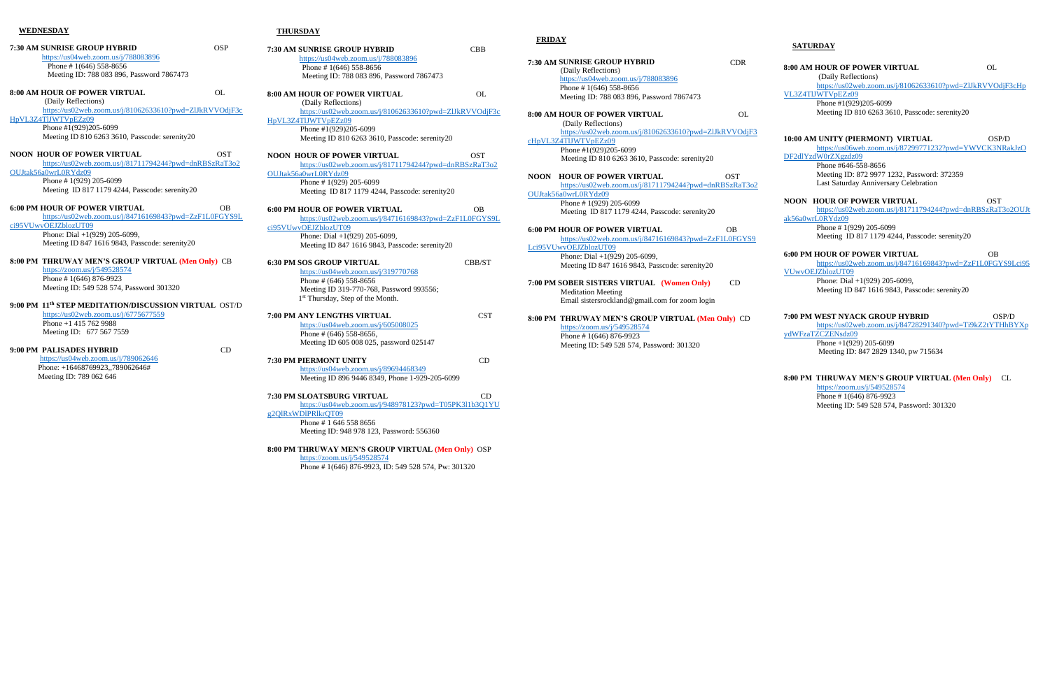## WEDNESDAY

**7:30 AM SUNRISE GROUP HYBRID** OSP
https://us04web.zoom.us/j/788083896
Phone # 1(646) 558-8656
Meeting ID: 788 083 896, Password 7867473

**8:00 AM HOUR OF POWER VIRTUAL** OL
(Daily Reflections)
https://us02web.zoom.us/j/81062633610?pwd=ZlJkRVVOdjF3cHpVL3Z4TlJWTVpEZz09
Phone #1(929)205-6099
Meeting ID 810 6263 3610, Passcode: serenity20

**NOON HOUR OF POWER VIRTUAL** OST
https://us02web.zoom.us/j/81711794244?pwd=dnRBSzRaT3o2OUJtak56a0wrL0RYdz09
Phone # 1(929) 205-6099
Meeting ID 817 1179 4244, Passcode: serenity20

**6:00 PM HOUR OF POWER VIRTUAL** OB
https://us02web.zoom.us/j/84716169843?pwd=ZzF1L0FGYS9Lci95VUwvOEJZblozUT09
Phone: Dial +1(929) 205-6099,
Meeting ID 847 1616 9843, Passcode: serenity20

**8:00 PM THRUWAY MEN'S GROUP VIRTUAL (Men Only)** CB
https://zoom.us/j/549528574
Phone # 1(646) 876-9923
Meeting ID: 549 528 574, Password 301320

**9:00 PM 11th STEP MEDITATION/DISCUSSION VIRTUAL** OST/D
https://us02web.zoom.us/j/6775677559
Phone +1 415 762 9988
Meeting ID: 677 567 7559

**9:00 PM PALISADES HYBRID** CD
https://us04web.zoom.us/j/789062646
Phone: +16468769923,,789062646#
Meeting ID: 789 062 646

## THURSDAY

**7:30 AM SUNRISE GROUP HYBRID** CBB
https://us04web.zoom.us/j/788083896
Phone # 1(646) 558-8656
Meeting ID: 788 083 896, Password 7867473

**8:00 AM HOUR OF POWER VIRTUAL** OL
(Daily Reflections)
https://us02web.zoom.us/j/81062633610?pwd=ZlJkRVVOdjF3cHpVL3Z4TlJWTVpEZz09
Phone #1(929)205-6099
Meeting ID 810 6263 3610, Passcode: serenity20

**NOON HOUR OF POWER VIRTUAL** OST
https://us02web.zoom.us/j/81711794244?pwd=dnRBSzRaT3o2OUJtak56a0wrL0RYdz09
Phone # 1(929) 205-6099
Meeting ID 817 1179 4244, Passcode: serenity20

**6:00 PM HOUR OF POWER VIRTUAL** OB
https://us02web.zoom.us/j/84716169843?pwd=ZzF1L0FGYS9Lci95VUwvOEJZblozUT09
Phone: Dial +1(929) 205-6099,
Meeting ID 847 1616 9843, Passcode: serenity20

**6:30 PM SOS GROUP VIRTUAL** CBB/ST
https://us04web.zoom.us/j/319770768
Phone # (646) 558-8656
Meeting ID 319-770-768, Password 993556;
1st Thursday, Step of the Month.

**7:00 PM ANY LENGTHS VIRTUAL** CST
https://us04web.zoom.us/j/605008025
Phone # (646) 558-8656,
Meeting ID 605 008 025, password 025147

**7:30 PM PIERMONT UNITY** CD
https://us04web.zoom.us/j/89694468349
Meeting ID 896 9446 8349, Phone 1-929-205-6099

**7:30 PM SLOATSBURG VIRTUAL** CD
https://us04web.zoom.us/j/948978123?pwd=T05PK3l1b3Q1YUg2QlRxWDlPRlkrQT09
Phone # 1 646 558 8656
Meeting ID: 948 978 123, Password: 556360

**8:00 PM THRUWAY MEN'S GROUP VIRTUAL (Men Only)** OSP
https://zoom.us/j/549528574
Phone # 1(646) 876-9923, ID: 549 528 574, Pw: 301320

## FRIDAY

**7:30 AM SUNRISE GROUP HYBRID** CDR
(Daily Reflections)
https://us04web.zoom.us/j/788083896
Phone # 1(646) 558-8656
Meeting ID: 788 083 896, Password 7867473

**8:00 AM HOUR OF POWER VIRTUAL** OL
(Daily Reflections)
https://us02web.zoom.us/j/81062633610?pwd=ZlJkRVVOdjF3cHpVL3Z4TlJWTVpEZz09
Phone #1(929)205-6099
Meeting ID 810 6263 3610, Passcode: serenity20

**NOON HOUR OF POWER VIRTUAL** OST
https://us02web.zoom.us/j/81711794244?pwd=dnRBSzRaT3o2OUJtak56a0wrL0RYdz09
Phone # 1(929) 205-6099
Meeting ID 817 1179 4244, Passcode: serenity20

**6:00 PM HOUR OF POWER VIRTUAL** OB
https://us02web.zoom.us/j/84716169843?pwd=ZzF1L0FGYS9Lci95VUwvOEJZblozUT09
Phone: Dial +1(929) 205-6099,
Meeting ID 847 1616 9843, Passcode: serenity20

**7:00 PM SOBER SISTERS VIRTUAL (Women Only)** CD
Meditation Meeting
Email sistersrockland@gmail.com for zoom login

**8:00 PM THRUWAY MEN'S GROUP VIRTUAL (Men Only)** CD
https://zoom.us/j/549528574
Phone # 1(646) 876-9923
Meeting ID: 549 528 574, Password: 301320

## SATURDAY

**8:00 AM HOUR OF POWER VIRTUAL** OL
(Daily Reflections)
https://us02web.zoom.us/j/81062633610?pwd=ZlJkRVVOdjF3cHpVL3Z4TlJWTVpEZz09
Phone #1(929)205-6099
Meeting ID 810 6263 3610, Passcode: serenity20

**10:00 AM UNITY (PIERMONT) VIRTUAL** OSP/D
https://us06web.zoom.us/j/87299771232?pwd=YWVCK3NRakJzODF2dlYzdW0rZXgzdz09
Phone #646-558-8656
Meeting ID: 872 9977 1232, Password: 372359
Last Saturday Anniversary Celebration

**NOON HOUR OF POWER VIRTUAL** OST
https://us02web.zoom.us/j/81711794244?pwd=dnRBSzRaT3o2OUJtak56a0wrL0RYdz09
Phone # 1(929) 205-6099
Meeting ID 817 1179 4244, Passcode: serenity20

**6:00 PM HOUR OF POWER VIRTUAL** OB
https://us02web.zoom.us/j/84716169843?pwd=ZzF1L0FGYS9Lci95VUwvOEJZblozUT09
Phone: Dial +1(929) 205-6099,
Meeting ID 847 1616 9843, Passcode: serenity20

**7:00 PM WEST NYACK GROUP HYBRID** OSP/D
https://us02web.zoom.us/j/84728291340?pwd=Ti9kZ2tYTHhBYXpydWFzaTZCZENsdz09
Phone +1(929) 205-6099
Meeting ID: 847 2829 1340, pw 715634

**8:00 PM THRUWAY MEN'S GROUP VIRTUAL (Men Only)** CL
https://zoom.us/j/549528574
Phone # 1(646) 876-9923
Meeting ID: 549 528 574, Password: 301320